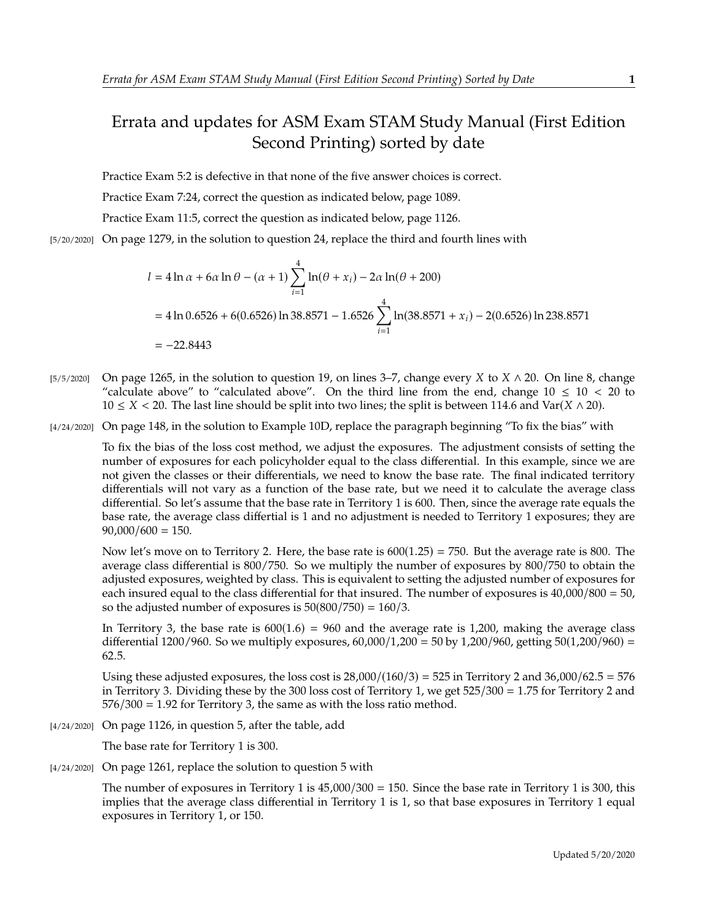# Errata and updates for ASM Exam STAM Study Manual (First Edition Second Printing) sorted by date

Practice Exam 5:2 is defective in that none of the five answer choices is correct.

Practice Exam 7:24, correct the question as indicated below, page 1089.

Practice Exam 11:5, correct the question as indicated below, page 1126.

[5/20/2020] On page 1279, in the solution to question 24, replace the third and fourth lines with

$$
\begin{aligned}
l &= 4\ln\alpha + 6\alpha\ln\theta - (\alpha+1)\sum_{i=1}^{4}\ln(\theta + x_i) - 2\alpha\ln(\theta + 200) \\
&= 4\ln 0.6526 + 6(0.6526)\ln 38.8571 - 1.6526\sum_{i=1}^{4}\ln(38.8571 + x_i) - 2(0.6526)\ln 238.8571 \\
&= -22.8443
\end{aligned}
$$

[5/5/2020] On page 1265, in the solution to question 19, on lines 3–7, change every $X$ to $X \wedge 20$. On line 8, change "calculate above" to "calculated above". On the third line from the end, change $10 \le 10 < 20$ to $10 \le X < 20$. The last line should be split into two lines; the split is between 114.6 and $\text{Var}(X \wedge 20)$.

[4/24/2020] On page 148, in the solution to Example 10D, replace the paragraph beginning "To fix the bias" with

To fix the bias of the loss cost method, we adjust the exposures. The adjustment consists of setting the number of exposures for each policyholder equal to the class differential. In this example, since we are not given the classes or their differentials, we need to know the base rate. The final indicated territory differentials will not vary as a function of the base rate, but we need it to calculate the average class differential. So let's assume that the base rate in Territory 1 is 600. Then, since the average rate equals the base rate, the average class differtial is 1 and no adjustment is needed to Territory 1 exposures; they are 90,000/600 = 150.

Now let's move on to Territory 2. Here, the base rate is 600(1.25) = 750. But the average rate is 800. The average class differential is 800/750. So we multiply the number of exposures by 800/750 to obtain the adjusted exposures, weighted by class. This is equivalent to setting the adjusted number of exposures for each insured equal to the class differential for that insured. The number of exposures is 40,000/800 = 50, so the adjusted number of exposures is 50(800/750) = 160/3.

In Territory 3, the base rate is 600(1.6) = 960 and the average rate is 1,200, making the average class differential 1200/960. So we multiply exposures, 60,000/1,200 = 50 by 1,200/960, getting 50(1,200/960) = 62.5.

Using these adjusted exposures, the loss cost is 28,000/(160/3) = 525 in Territory 2 and 36,000/62.5 = 576 in Territory 3. Dividing these by the 300 loss cost of Territory 1, we get 525/300 = 1.75 for Territory 2 and 576/300 = 1.92 for Territory 3, the same as with the loss ratio method.

[4/24/2020] On page 1126, in question 5, after the table, add

The base rate for Territory 1 is 300.

[4/24/2020] On page 1261, replace the solution to question 5 with

The number of exposures in Territory 1 is 45,000/300 = 150. Since the base rate in Territory 1 is 300, this implies that the average class differential in Territory 1 is 1, so that base exposures in Territory 1 equal exposures in Territory 1, or 150.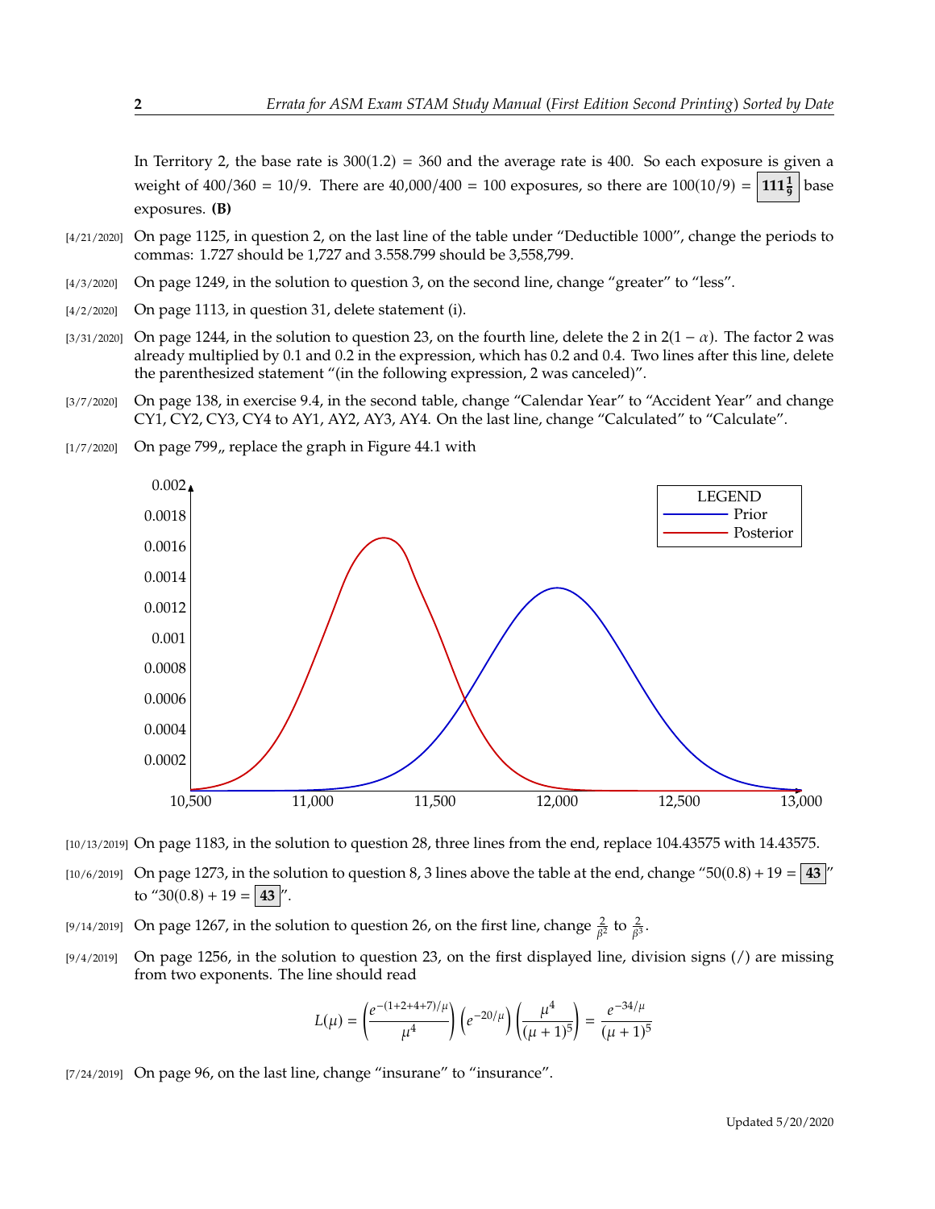In Territory 2, the base rate is 300(1.2) = 360 and the average rate is 400. So each exposure is given a weight of 400/360 = 10/9. There are 40,000/400 = 100 exposures, so there are 100(10/9) = $\boxed{\mathbf{111\frac{1}{9}}}$ base exposures. **(B)**

[4/21/2020] On page 1125, in question 2, on the last line of the table under "Deductible 1000", change the periods to commas: 1.727 should be 1,727 and 3.558.799 should be 3,558,799.

[4/3/2020] On page 1249, in the solution to question 3, on the second line, change "greater" to "less".

[4/2/2020] On page 1113, in question 31, delete statement (i).

[3/31/2020] On page 1244, in the solution to question 23, on the fourth line, delete the 2 in $2(1-\alpha)$. The factor 2 was already multiplied by 0.1 and 0.2 in the expression, which has 0.2 and 0.4. Two lines after this line, delete the parenthesized statement "(in the following expression, 2 was canceled)".

[3/7/2020] On page 138, in exercise 9.4, in the second table, change "Calendar Year" to "Accident Year" and change CY1, CY2, CY3, CY4 to AY1, AY2, AY3, AY4. On the last line, change "Calculated" to "Calculate".

[1/7/2020] On page 799,, replace the graph in Figure 44.1 with

[10/13/2019] On page 1183, in the solution to question 28, three lines from the end, replace 104.43575 with 14.43575.

[10/6/2019] On page 1273, in the solution to question 8, 3 lines above the table at the end, change "$50(0.8)+19 = \boxed{\mathbf{43}}$" to "$30(0.8)+19 = \boxed{\mathbf{43}}$".

[9/14/2019] On page 1267, in the solution to question 26, on the first line, change $\frac{2}{\beta^2}$ to $\frac{2}{\beta^3}$.

[9/4/2019] On page 1256, in the solution to question 23, on the first displayed line, division signs (/) are missing from two exponents. The line should read

$$L(\mu) = \left(\frac{e^{-(1+2+4+7)/\mu}}{\mu^4}\right)\left(e^{-20/\mu}\right)\left(\frac{\mu^4}{(\mu+1)^5}\right) = \frac{e^{-34/\mu}}{(\mu+1)^5}$$

[7/24/2019] On page 96, on the last line, change "insurane" to "insurance".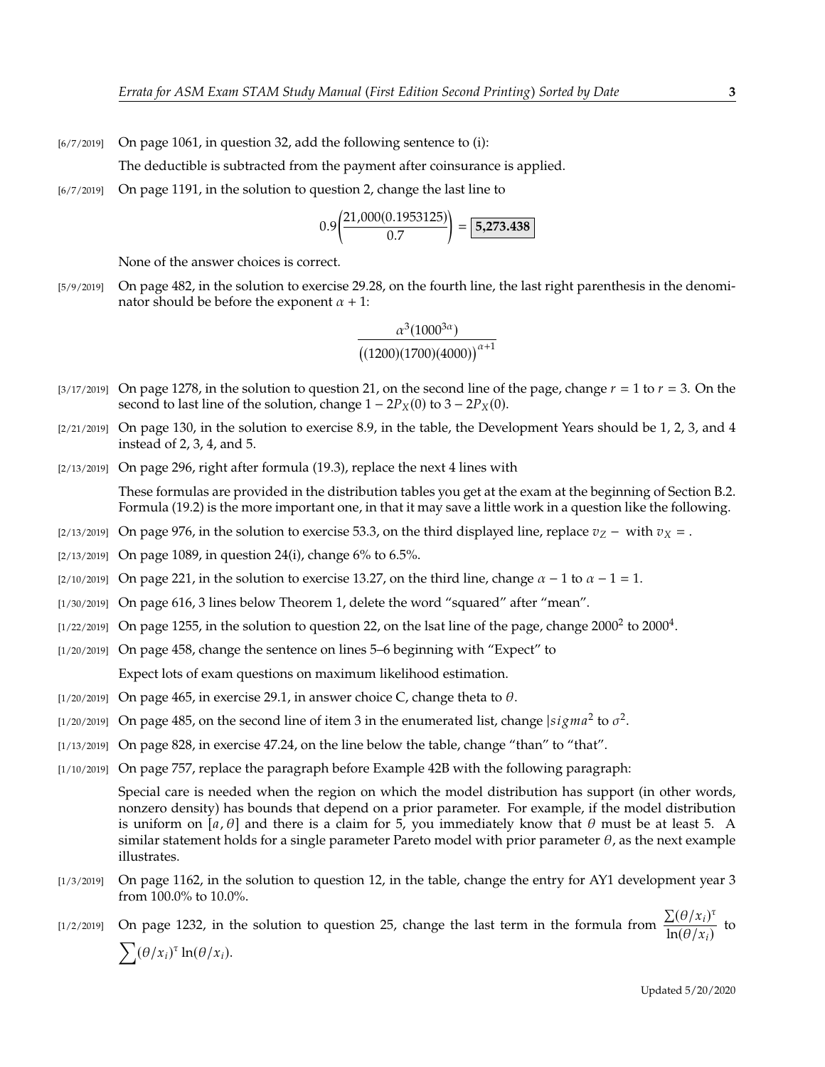[6/7/2019] On page 1061, in question 32, add the following sentence to (i):

The deductible is subtracted from the payment after coinsurance is applied.

[6/7/2019] On page 1191, in the solution to question 2, change the last line to

$$0.9\left(\frac{21{,}000(0.1953125)}{0.7}\right) = \boxed{\mathbf{5{,}273.438}}$$

None of the answer choices is correct.

[5/9/2019] On page 482, in the solution to exercise 29.28, on the fourth line, the last right parenthesis in the denominator should be before the exponent $\alpha + 1$:

$$\frac{\alpha^3(1000^{3\alpha})}{\big((1200)(1700)(4000)\big)^{\alpha+1}}$$

[3/17/2019] On page 1278, in the solution to question 21, on the second line of the page, change $r = 1$ to $r = 3$. On the second to last line of the solution, change $1 - 2P_X(0)$ to $3 - 2P_X(0)$.

[2/21/2019] On page 130, in the solution to exercise 8.9, in the table, the Development Years should be 1, 2, 3, and 4 instead of 2, 3, 4, and 5.

[2/13/2019] On page 296, right after formula (19.3), replace the next 4 lines with

These formulas are provided in the distribution tables you get at the exam at the beginning of Section B.2. Formula (19.2) is the more important one, in that it may save a little work in a question like the following.

[2/13/2019] On page 976, in the solution to exercise 53.3, on the third displayed line, replace $v_Z -$ with $v_X =$.

[2/13/2019] On page 1089, in question 24(i), change 6% to 6.5%.

[2/10/2019] On page 221, in the solution to exercise 13.27, on the third line, change $\alpha - 1$ to $\alpha - 1 = 1$.

[1/30/2019] On page 616, 3 lines below Theorem 1, delete the word "squared" after "mean".

[1/22/2019] On page 1255, in the solution to question 22, on the lsat line of the page, change $2000^2$ to $2000^4$.

[1/20/2019] On page 458, change the sentence on lines 5–6 beginning with "Expect" to

Expect lots of exam questions on maximum likelihood estimation.

[1/20/2019] On page 465, in exercise 29.1, in answer choice C, change theta to $\theta$.

[1/20/2019] On page 485, on the second line of item 3 in the enumerated list, change $|sigma^2$ to $\sigma^2$.

[1/13/2019] On page 828, in exercise 47.24, on the line below the table, change "than" to "that".

[1/10/2019] On page 757, replace the paragraph before Example 42B with the following paragraph:

Special care is needed when the region on which the model distribution has support (in other words, nonzero density) has bounds that depend on a prior parameter. For example, if the model distribution is uniform on $[a, \theta]$ and there is a claim for 5, you immediately know that $\theta$ must be at least 5. A similar statement holds for a single parameter Pareto model with prior parameter $\theta$, as the next example illustrates.

[1/3/2019] On page 1162, in the solution to question 12, in the table, change the entry for AY1 development year 3 from 100.0% to 10.0%.

[1/2/2019] On page 1232, in the solution to question 25, change the last term in the formula from $\dfrac{\sum(\theta/x_i)^\tau}{\ln(\theta/x_i)}$ to $\sum(\theta/x_i)^\tau \ln(\theta/x_i)$.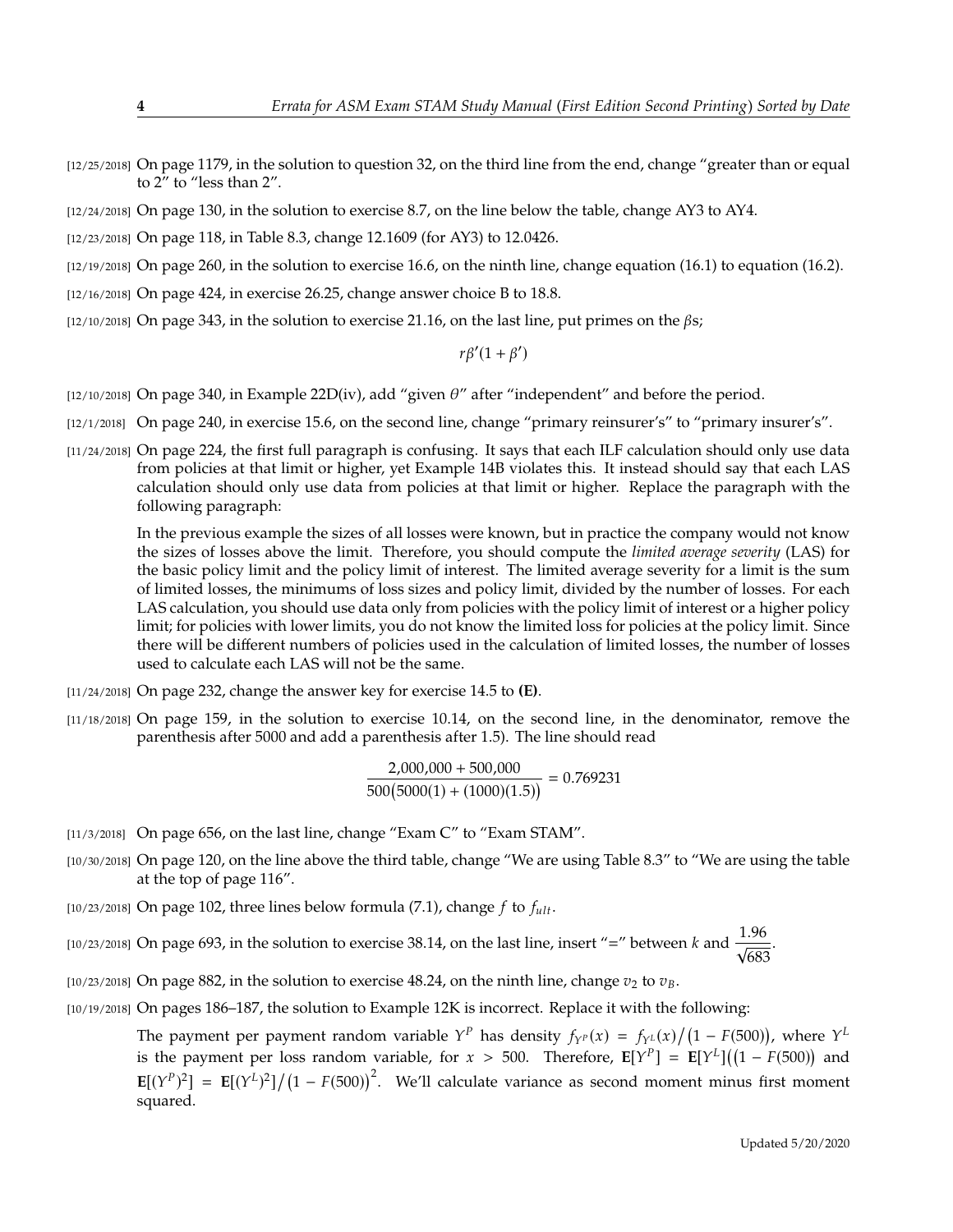[12/25/2018] On page 1179, in the solution to question 32, on the third line from the end, change "greater than or equal to 2" to "less than 2".

[12/24/2018] On page 130, in the solution to exercise 8.7, on the line below the table, change AY3 to AY4.

[12/23/2018] On page 118, in Table 8.3, change 12.1609 (for AY3) to 12.0426.

[12/19/2018] On page 260, in the solution to exercise 16.6, on the ninth line, change equation (16.1) to equation (16.2).

[12/16/2018] On page 424, in exercise 26.25, change answer choice B to 18.8.

[12/10/2018] On page 343, in the solution to exercise 21.16, on the last line, put primes on the $\beta$s;

$$r\beta'(1+\beta')$$

[12/10/2018] On page 340, in Example 22D(iv), add "given $\theta$" after "independent" and before the period.

[12/1/2018] On page 240, in exercise 15.6, on the second line, change "primary reinsurer's" to "primary insurer's".

[11/24/2018] On page 224, the first full paragraph is confusing. It says that each ILF calculation should only use data from policies at that limit or higher, yet Example 14B violates this. It instead should say that each LAS calculation should only use data from policies at that limit or higher. Replace the paragraph with the following paragraph:

> In the previous example the sizes of all losses were known, but in practice the company would not know the sizes of losses above the limit. Therefore, you should compute the *limited average severity* (LAS) for the basic policy limit and the policy limit of interest. The limited average severity for a limit is the sum of limited losses, the minimums of loss sizes and policy limit, divided by the number of losses. For each LAS calculation, you should use data only from policies with the policy limit of interest or a higher policy limit; for policies with lower limits, you do not know the limited loss for policies at the policy limit. Since there will be different numbers of policies used in the calculation of limited losses, the number of losses used to calculate each LAS will not be the same.

[11/24/2018] On page 232, change the answer key for exercise 14.5 to **(E)**.

[11/18/2018] On page 159, in the solution to exercise 10.14, on the second line, in the denominator, remove the parenthesis after 5000 and add a parenthesis after 1.5). The line should read

$$\frac{2{,}000{,}000+500{,}000}{500\big(5000(1)+(1000)(1.5)\big)}=0.769231$$

[11/3/2018] On page 656, on the last line, change "Exam C" to "Exam STAM".

[10/30/2018] On page 120, on the line above the third table, change "We are using Table 8.3" to "We are using the table at the top of page 116".

[10/23/2018] On page 102, three lines below formula (7.1), change $f$ to $f_{ult}$.

[10/23/2018] On page 693, in the solution to exercise 38.14, on the last line, insert "=" between $k$ and $\dfrac{1.96}{\sqrt{683}}$.

[10/23/2018] On page 882, in the solution to exercise 48.24, on the ninth line, change $v_2$ to $v_B$.

[10/19/2018] On pages 186–187, the solution to Example 12K is incorrect. Replace it with the following:

> The payment per payment random variable $Y^P$ has density $f_{Y^P}(x) = f_{Y^L}(x)/\big(1-F(500)\big)$, where $Y^L$ is the payment per loss random variable, for $x > 500$. Therefore, $\mathbf{E}[Y^P] = \mathbf{E}[Y^L]\big(\big(1-F(500)\big)$ and $\mathbf{E}[(Y^P)^2] = \mathbf{E}[(Y^L)^2]/\big(1-F(500)\big)^2$. We'll calculate variance as second moment minus first moment squared.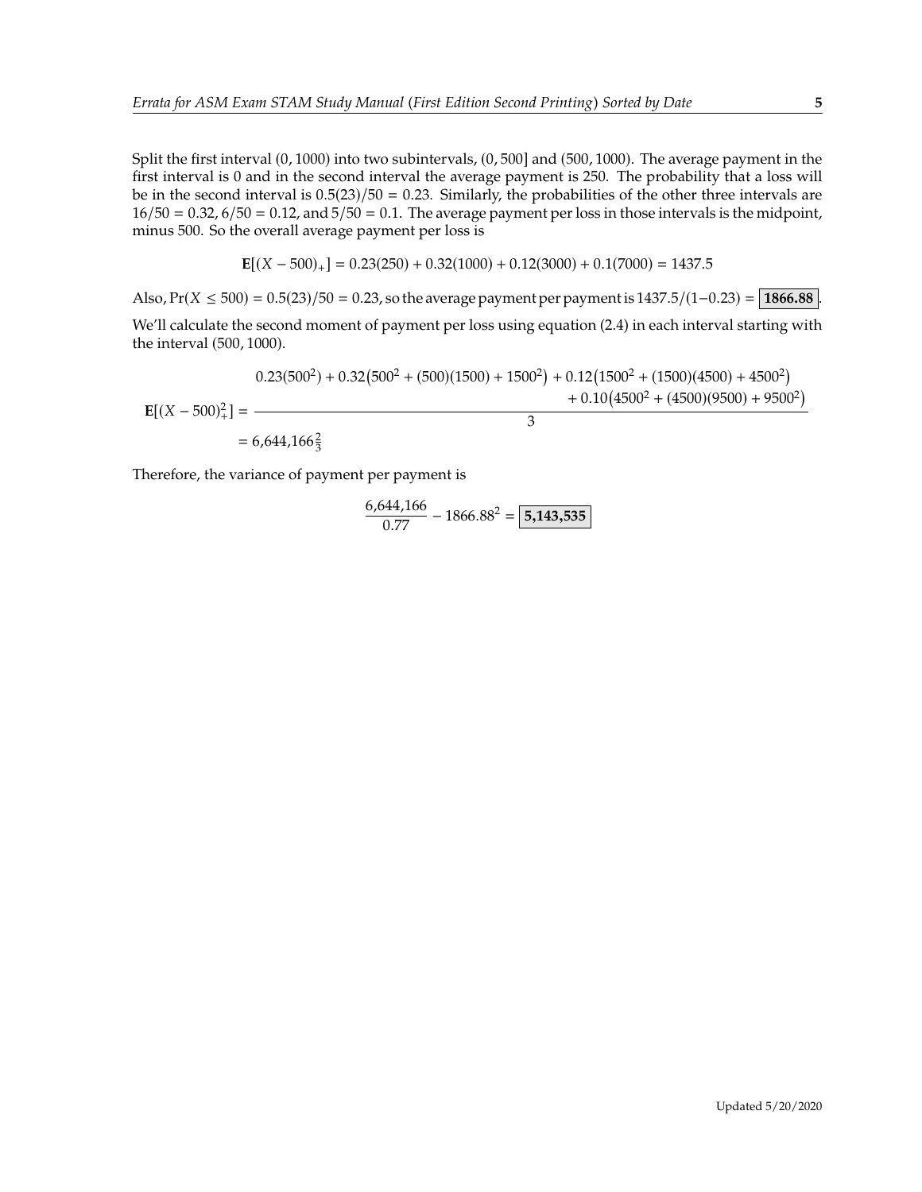Split the first interval $(0, 1000)$ into two subintervals, $(0, 500]$ and $(500, 1000)$. The average payment in the first interval is 0 and in the second interval the average payment is 250. The probability that a loss will be in the second interval is $0.5(23)/50 = 0.23$. Similarly, the probabilities of the other three intervals are $16/50 = 0.32$, $6/50 = 0.12$, and $5/50 = 0.1$. The average payment per loss in those intervals is the midpoint, minus 500. So the overall average payment per loss is

$$\mathbf{E}[(X-500)_+] = 0.23(250) + 0.32(1000) + 0.12(3000) + 0.1(7000) = 1437.5$$

Also, $\Pr(X \le 500) = 0.5(23)/50 = 0.23$, so the average payment per payment is $1437.5/(1-0.23) = \boxed{\mathbf{1866.88}}$.

We'll calculate the second moment of payment per loss using equation (2.4) in each interval starting with the interval $(500, 1000)$.

$$\begin{aligned}\mathbf{E}[(X-500)_+^2] &= \frac{\begin{aligned}0.23(500^2) + 0.32\bigl(500^2 + (500)(1500) + 1500^2\bigr) + 0.12\bigl(1500^2 + (1500)(4500) + 4500^2\bigr)\\ + 0.10\bigl(4500^2 + (4500)(9500) + 9500^2\bigr)\end{aligned}}{3}\\ &= 6{,}644{,}166\tfrac{2}{3}\end{aligned}$$

Therefore, the variance of payment per payment is

$$\frac{6{,}644{,}166}{0.77} - 1866.88^2 = \boxed{\mathbf{5{,}143{,}535}}$$